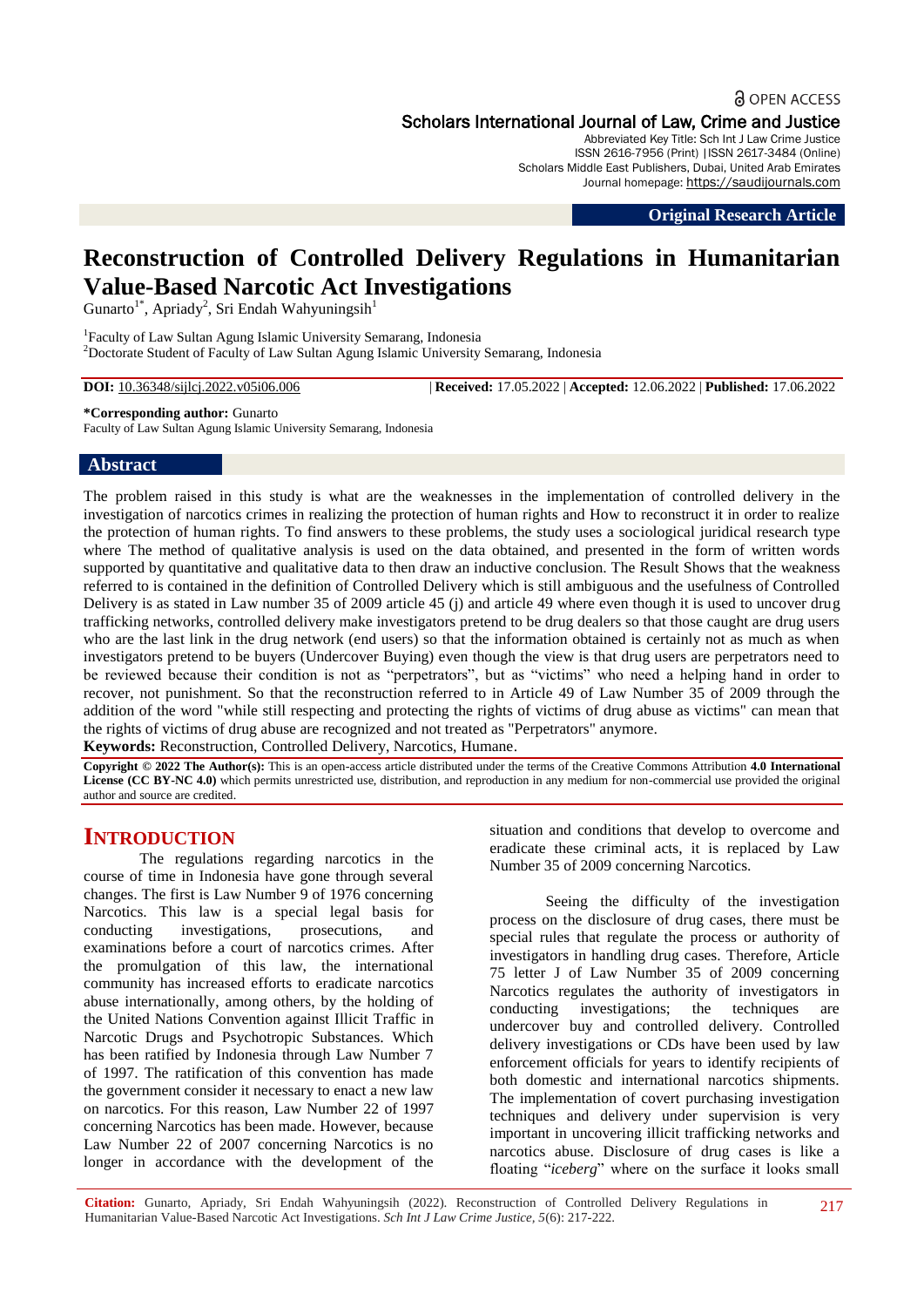OPEN ACCESS

**Scholars International Journal of Law, Crime and Justice**
Abbreviated Key Title: Sch Int J Law Crime Justice
ISSN 2616-7956 (Print) |ISSN 2617-3484 (Online)
Scholars Middle East Publishers, Dubai, United Arab Emirates
Journal homepage: https://saudijournals.com

**Original Research Article**

# Reconstruction of Controlled Delivery Regulations in Humanitarian Value-Based Narcotic Act Investigations

Gunarto[1*], Apriady[2], Sri Endah Wahyuningsih[1]

[1]Faculty of Law Sultan Agung Islamic University Semarang, Indonesia
[2]Doctorate Student of Faculty of Law Sultan Agung Islamic University Semarang, Indonesia

**DOI:** 10.36348/sijlcj.2022.v05i06.006 | **Received:** 17.05.2022 | **Accepted:** 12.06.2022 | **Published:** 17.06.2022

**\*Corresponding author:** Gunarto
Faculty of Law Sultan Agung Islamic University Semarang, Indonesia

## Abstract

The problem raised in this study is what are the weaknesses in the implementation of controlled delivery in the investigation of narcotics crimes in realizing the protection of human rights and How to reconstruct it in order to realize the protection of human rights. To find answers to these problems, the study uses a sociological juridical research type where The method of qualitative analysis is used on the data obtained, and presented in the form of written words supported by quantitative and qualitative data to then draw an inductive conclusion. The Result Shows that the weakness referred to is contained in the definition of Controlled Delivery which is still ambiguous and the usefulness of Controlled Delivery is as stated in Law number 35 of 2009 article 45 (j) and article 49 where even though it is used to uncover drug trafficking networks, controlled delivery make investigators pretend to be drug dealers so that those caught are drug users who are the last link in the drug network (end users) so that the information obtained is certainly not as much as when investigators pretend to be buyers (Undercover Buying) even though the view is that drug users are perpetrators need to be reviewed because their condition is not as "perpetrators", but as "victims" who need a helping hand in order to recover, not punishment. So that the reconstruction referred to in Article 49 of Law Number 35 of 2009 through the addition of the word "while still respecting and protecting the rights of victims of drug abuse as victims" can mean that the rights of victims of drug abuse are recognized and not treated as "Perpetrators" anymore.

**Keywords:** Reconstruction, Controlled Delivery, Narcotics, Humane.

**Copyright © 2022 The Author(s):** This is an open-access article distributed under the terms of the Creative Commons Attribution **4.0 International License (CC BY-NC 4.0)** which permits unrestricted use, distribution, and reproduction in any medium for non-commercial use provided the original author and source are credited.

## INTRODUCTION

The regulations regarding narcotics in the course of time in Indonesia have gone through several changes. The first is Law Number 9 of 1976 concerning Narcotics. This law is a special legal basis for conducting investigations, prosecutions, and examinations before a court of narcotics crimes. After the promulgation of this law, the international community has increased efforts to eradicate narcotics abuse internationally, among others, by the holding of the United Nations Convention against Illicit Traffic in Narcotic Drugs and Psychotropic Substances. Which has been ratified by Indonesia through Law Number 7 of 1997. The ratification of this convention has made the government consider it necessary to enact a new law on narcotics. For this reason, Law Number 22 of 1997 concerning Narcotics has been made. However, because Law Number 22 of 2007 concerning Narcotics is no longer in accordance with the development of the situation and conditions that develop to overcome and eradicate these criminal acts, it is replaced by Law Number 35 of 2009 concerning Narcotics.

Seeing the difficulty of the investigation process on the disclosure of drug cases, there must be special rules that regulate the process or authority of investigators in handling drug cases. Therefore, Article 75 letter J of Law Number 35 of 2009 concerning Narcotics regulates the authority of investigators in conducting investigations; the techniques are undercover buy and controlled delivery. Controlled delivery investigations or CDs have been used by law enforcement officials for years to identify recipients of both domestic and international narcotics shipments. The implementation of covert purchasing investigation techniques and delivery under supervision is very important in uncovering illicit trafficking networks and narcotics abuse. Disclosure of drug cases is like a floating "*iceberg*" where on the surface it looks small

**Citation:** Gunarto, Apriady, Sri Endah Wahyuningsih (2022). Reconstruction of Controlled Delivery Regulations in Humanitarian Value-Based Narcotic Act Investigations. *Sch Int J Law Crime Justice, 5*(6): 217-222.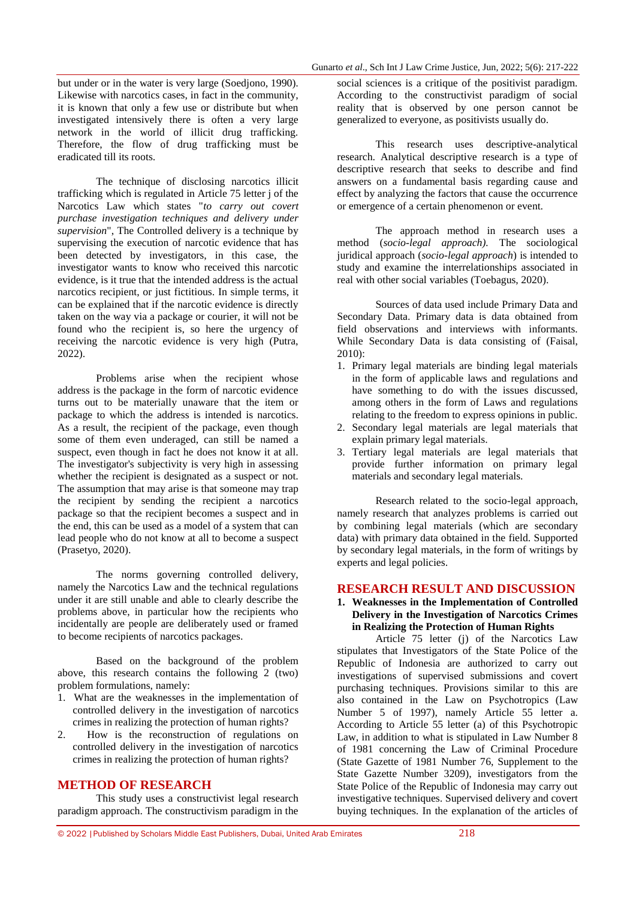but under or in the water is very large (Soedjono, 1990). Likewise with narcotics cases, in fact in the community, it is known that only a few use or distribute but when investigated intensively there is often a very large network in the world of illicit drug trafficking. Therefore, the flow of drug trafficking must be eradicated till its roots.

The technique of disclosing narcotics illicit trafficking which is regulated in Article 75 letter j of the Narcotics Law which states "*to carry out covert purchase investigation techniques and delivery under supervision*", The Controlled delivery is a technique by supervising the execution of narcotic evidence that has been detected by investigators, in this case, the investigator wants to know who received this narcotic evidence, is it true that the intended address is the actual narcotics recipient, or just fictitious. In simple terms, it can be explained that if the narcotic evidence is directly taken on the way via a package or courier, it will not be found who the recipient is, so here the urgency of receiving the narcotic evidence is very high (Putra, 2022).

Problems arise when the recipient whose address is the package in the form of narcotic evidence turns out to be materially unaware that the item or package to which the address is intended is narcotics. As a result, the recipient of the package, even though some of them even underaged, can still be named a suspect, even though in fact he does not know it at all. The investigator's subjectivity is very high in assessing whether the recipient is designated as a suspect or not. The assumption that may arise is that someone may trap the recipient by sending the recipient a narcotics package so that the recipient becomes a suspect and in the end, this can be used as a model of a system that can lead people who do not know at all to become a suspect (Prasetyo, 2020).

The norms governing controlled delivery, namely the Narcotics Law and the technical regulations under it are still unable and able to clearly describe the problems above, in particular how the recipients who incidentally are people are deliberately used or framed to become recipients of narcotics packages.

Based on the background of the problem above, this research contains the following 2 (two) problem formulations, namely:

1. What are the weaknesses in the implementation of controlled delivery in the investigation of narcotics crimes in realizing the protection of human rights?
2. How is the reconstruction of regulations on controlled delivery in the investigation of narcotics crimes in realizing the protection of human rights?

## METHOD OF RESEARCH

This study uses a constructivist legal research paradigm approach. The constructivism paradigm in the social sciences is a critique of the positivist paradigm. According to the constructivist paradigm of social reality that is observed by one person cannot be generalized to everyone, as positivists usually do.

This research uses descriptive-analytical research. Analytical descriptive research is a type of descriptive research that seeks to describe and find answers on a fundamental basis regarding cause and effect by analyzing the factors that cause the occurrence or emergence of a certain phenomenon or event.

The approach method in research uses a method (*socio-legal approach)*. The sociological juridical approach (*socio-legal approach*) is intended to study and examine the interrelationships associated in real with other social variables (Toebagus, 2020).

Sources of data used include Primary Data and Secondary Data. Primary data is data obtained from field observations and interviews with informants. While Secondary Data is data consisting of (Faisal, 2010):

1. Primary legal materials are binding legal materials in the form of applicable laws and regulations and have something to do with the issues discussed, among others in the form of Laws and regulations relating to the freedom to express opinions in public.
2. Secondary legal materials are legal materials that explain primary legal materials.
3. Tertiary legal materials are legal materials that provide further information on primary legal materials and secondary legal materials.

Research related to the socio-legal approach, namely research that analyzes problems is carried out by combining legal materials (which are secondary data) with primary data obtained in the field. Supported by secondary legal materials, in the form of writings by experts and legal policies.

## RESEARCH RESULT AND DISCUSSION

### 1. Weaknesses in the Implementation of Controlled Delivery in the Investigation of Narcotics Crimes in Realizing the Protection of Human Rights

Article 75 letter (j) of the Narcotics Law stipulates that Investigators of the State Police of the Republic of Indonesia are authorized to carry out investigations of supervised submissions and covert purchasing techniques. Provisions similar to this are also contained in the Law on Psychotropics (Law Number 5 of 1997), namely Article 55 letter a. According to Article 55 letter (a) of this Psychotropic Law, in addition to what is stipulated in Law Number 8 of 1981 concerning the Law of Criminal Procedure (State Gazette of 1981 Number 76, Supplement to the State Gazette Number 3209), investigators from the State Police of the Republic of Indonesia may carry out investigative techniques. Supervised delivery and covert buying techniques. In the explanation of the articles of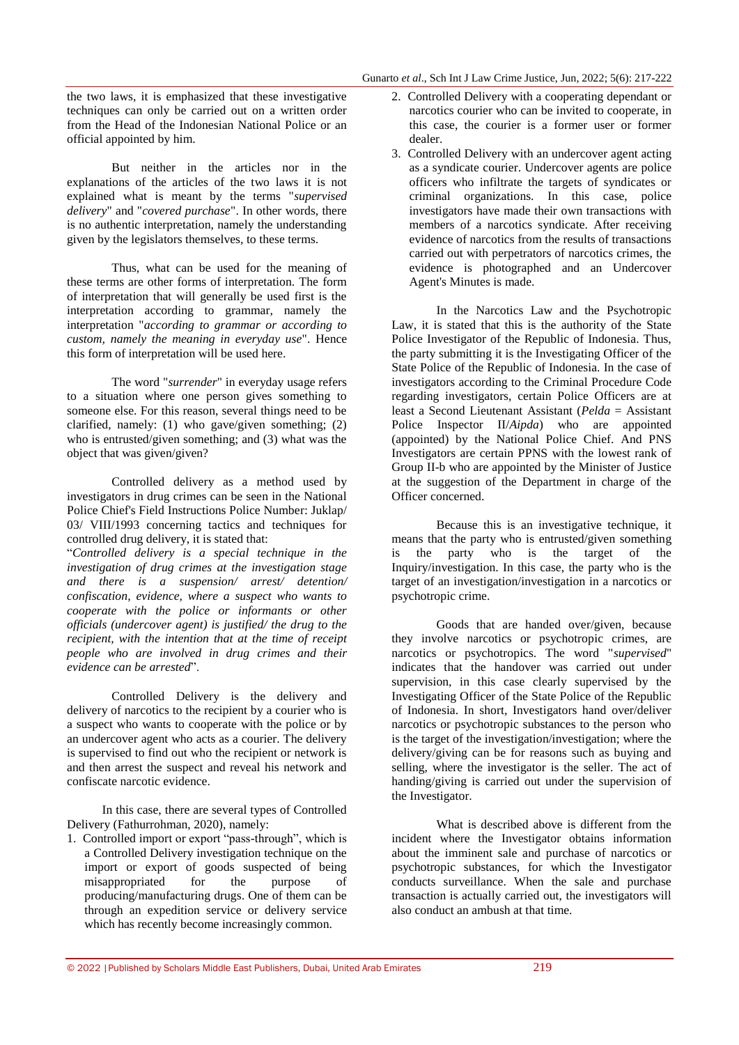the two laws, it is emphasized that these investigative techniques can only be carried out on a written order from the Head of the Indonesian National Police or an official appointed by him.

But neither in the articles nor in the explanations of the articles of the two laws it is not explained what is meant by the terms "*supervised delivery*" and "*covered purchase*". In other words, there is no authentic interpretation, namely the understanding given by the legislators themselves, to these terms.

Thus, what can be used for the meaning of these terms are other forms of interpretation. The form of interpretation that will generally be used first is the interpretation according to grammar, namely the interpretation "*according to grammar or according to custom, namely the meaning in everyday use*". Hence this form of interpretation will be used here.

The word "*surrender*" in everyday usage refers to a situation where one person gives something to someone else. For this reason, several things need to be clarified, namely: (1) who gave/given something; (2) who is entrusted/given something; and (3) what was the object that was given/given?

Controlled delivery as a method used by investigators in drug crimes can be seen in the National Police Chief's Field Instructions Police Number: Juklap/ 03/ VIII/1993 concerning tactics and techniques for controlled drug delivery, it is stated that:

"*Controlled delivery is a special technique in the investigation of drug crimes at the investigation stage and there is a suspension/ arrest/ detention/ confiscation, evidence, where a suspect who wants to cooperate with the police or informants or other officials (undercover agent) is justified/ the drug to the recipient, with the intention that at the time of receipt people who are involved in drug crimes and their evidence can be arrested*".

Controlled Delivery is the delivery and delivery of narcotics to the recipient by a courier who is a suspect who wants to cooperate with the police or by an undercover agent who acts as a courier. The delivery is supervised to find out who the recipient or network is and then arrest the suspect and reveal his network and confiscate narcotic evidence.

In this case, there are several types of Controlled Delivery (Fathurrohman, 2020), namely:

1. Controlled import or export "pass-through", which is a Controlled Delivery investigation technique on the import or export of goods suspected of being misappropriated for the purpose of producing/manufacturing drugs. One of them can be through an expedition service or delivery service which has recently become increasingly common.
2. Controlled Delivery with a cooperating dependant or narcotics courier who can be invited to cooperate, in this case, the courier is a former user or former dealer.
3. Controlled Delivery with an undercover agent acting as a syndicate courier. Undercover agents are police officers who infiltrate the targets of syndicates or criminal organizations. In this case, police investigators have made their own transactions with members of a narcotics syndicate. After receiving evidence of narcotics from the results of transactions carried out with perpetrators of narcotics crimes, the evidence is photographed and an Undercover Agent's Minutes is made.

In the Narcotics Law and the Psychotropic Law, it is stated that this is the authority of the State Police Investigator of the Republic of Indonesia. Thus, the party submitting it is the Investigating Officer of the State Police of the Republic of Indonesia. In the case of investigators according to the Criminal Procedure Code regarding investigators, certain Police Officers are at least a Second Lieutenant Assistant (*Pelda* = Assistant Police Inspector II/*Aipda*) who are appointed (appointed) by the National Police Chief. And PNS Investigators are certain PPNS with the lowest rank of Group II-b who are appointed by the Minister of Justice at the suggestion of the Department in charge of the Officer concerned.

Because this is an investigative technique, it means that the party who is entrusted/given something is the party who is the target of the Inquiry/investigation. In this case, the party who is the target of an investigation/investigation in a narcotics or psychotropic crime.

Goods that are handed over/given, because they involve narcotics or psychotropic crimes, are narcotics or psychotropics. The word "*supervised*" indicates that the handover was carried out under supervision, in this case clearly supervised by the Investigating Officer of the State Police of the Republic of Indonesia. In short, Investigators hand over/deliver narcotics or psychotropic substances to the person who is the target of the investigation/investigation; where the delivery/giving can be for reasons such as buying and selling, where the investigator is the seller. The act of handing/giving is carried out under the supervision of the Investigator.

What is described above is different from the incident where the Investigator obtains information about the imminent sale and purchase of narcotics or psychotropic substances, for which the Investigator conducts surveillance. When the sale and purchase transaction is actually carried out, the investigators will also conduct an ambush at that time.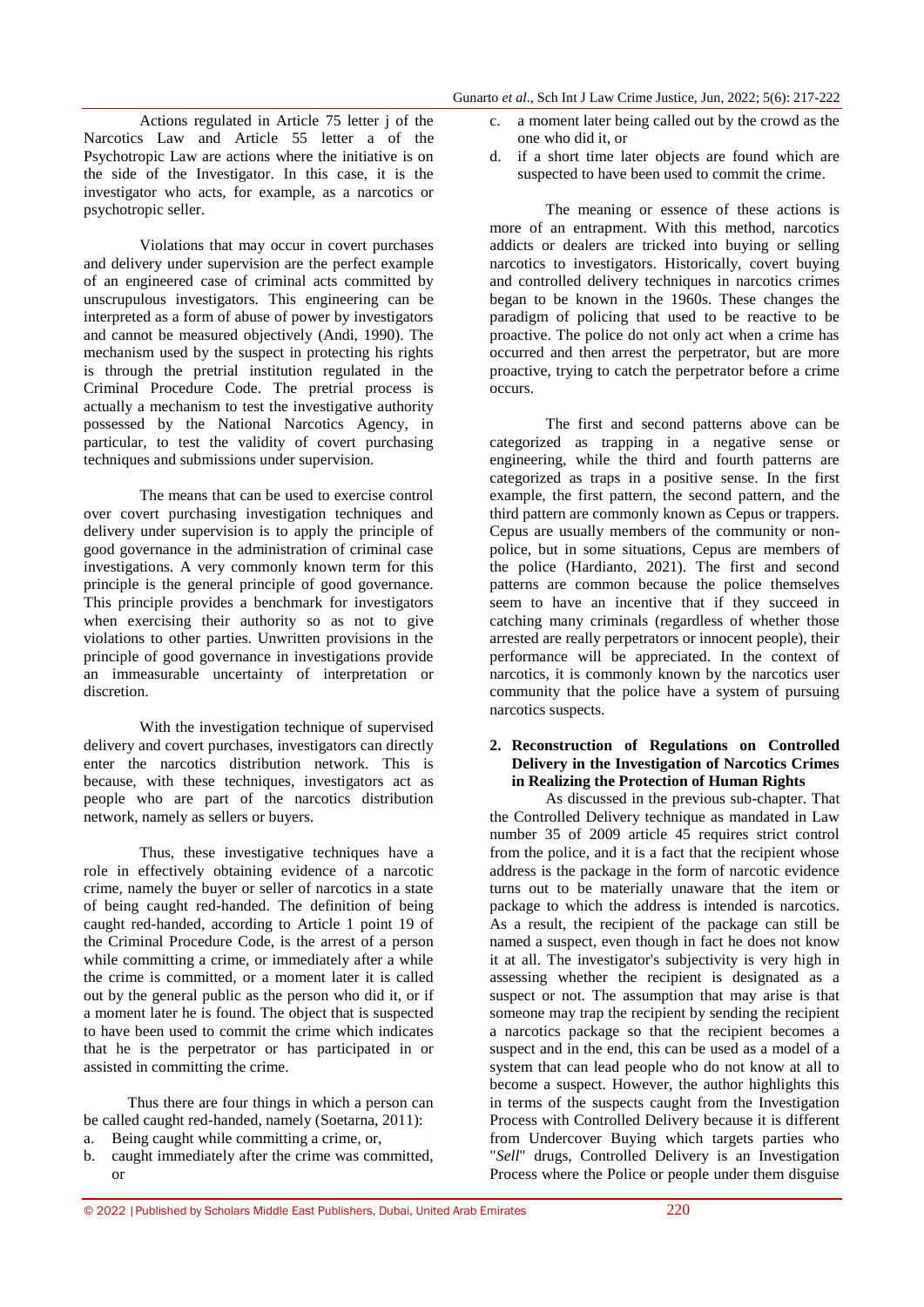Actions regulated in Article 75 letter j of the Narcotics Law and Article 55 letter a of the Psychotropic Law are actions where the initiative is on the side of the Investigator. In this case, it is the investigator who acts, for example, as a narcotics or psychotropic seller.

Violations that may occur in covert purchases and delivery under supervision are the perfect example of an engineered case of criminal acts committed by unscrupulous investigators. This engineering can be interpreted as a form of abuse of power by investigators and cannot be measured objectively (Andi, 1990). The mechanism used by the suspect in protecting his rights is through the pretrial institution regulated in the Criminal Procedure Code. The pretrial process is actually a mechanism to test the investigative authority possessed by the National Narcotics Agency, in particular, to test the validity of covert purchasing techniques and submissions under supervision.

The means that can be used to exercise control over covert purchasing investigation techniques and delivery under supervision is to apply the principle of good governance in the administration of criminal case investigations. A very commonly known term for this principle is the general principle of good governance. This principle provides a benchmark for investigators when exercising their authority so as not to give violations to other parties. Unwritten provisions in the principle of good governance in investigations provide an immeasurable uncertainty of interpretation or discretion.

With the investigation technique of supervised delivery and covert purchases, investigators can directly enter the narcotics distribution network. This is because, with these techniques, investigators act as people who are part of the narcotics distribution network, namely as sellers or buyers.

Thus, these investigative techniques have a role in effectively obtaining evidence of a narcotic crime, namely the buyer or seller of narcotics in a state of being caught red-handed. The definition of being caught red-handed, according to Article 1 point 19 of the Criminal Procedure Code, is the arrest of a person while committing a crime, or immediately after a while the crime is committed, or a moment later it is called out by the general public as the person who did it, or if a moment later he is found. The object that is suspected to have been used to commit the crime which indicates that he is the perpetrator or has participated in or assisted in committing the crime.

Thus there are four things in which a person can be called caught red-handed, namely (Soetarna, 2011):

a. Being caught while committing a crime, or,
b. caught immediately after the crime was committed, or
c. a moment later being called out by the crowd as the one who did it, or
d. if a short time later objects are found which are suspected to have been used to commit the crime.

The meaning or essence of these actions is more of an entrapment. With this method, narcotics addicts or dealers are tricked into buying or selling narcotics to investigators. Historically, covert buying and controlled delivery techniques in narcotics crimes began to be known in the 1960s. These changes the paradigm of policing that used to be reactive to be proactive. The police do not only act when a crime has occurred and then arrest the perpetrator, but are more proactive, trying to catch the perpetrator before a crime occurs.

The first and second patterns above can be categorized as trapping in a negative sense or engineering, while the third and fourth patterns are categorized as traps in a positive sense. In the first example, the first pattern, the second pattern, and the third pattern are commonly known as Cepus or trappers. Cepus are usually members of the community or non-police, but in some situations, Cepus are members of the police (Hardianto, 2021). The first and second patterns are common because the police themselves seem to have an incentive that if they succeed in catching many criminals (regardless of whether those arrested are really perpetrators or innocent people), their performance will be appreciated. In the context of narcotics, it is commonly known by the narcotics user community that the police have a system of pursuing narcotics suspects.

## 2. Reconstruction of Regulations on Controlled Delivery in the Investigation of Narcotics Crimes in Realizing the Protection of Human Rights

As discussed in the previous sub-chapter. That the Controlled Delivery technique as mandated in Law number 35 of 2009 article 45 requires strict control from the police, and it is a fact that the recipient whose address is the package in the form of narcotic evidence turns out to be materially unaware that the item or package to which the address is intended is narcotics. As a result, the recipient of the package can still be named a suspect, even though in fact he does not know it at all. The investigator's subjectivity is very high in assessing whether the recipient is designated as a suspect or not. The assumption that may arise is that someone may trap the recipient by sending the recipient a narcotics package so that the recipient becomes a suspect and in the end, this can be used as a model of a system that can lead people who do not know at all to become a suspect. However, the author highlights this in terms of the suspects caught from the Investigation Process with Controlled Delivery because it is different from Undercover Buying which targets parties who "*Sell*" drugs, Controlled Delivery is an Investigation Process where the Police or people under them disguise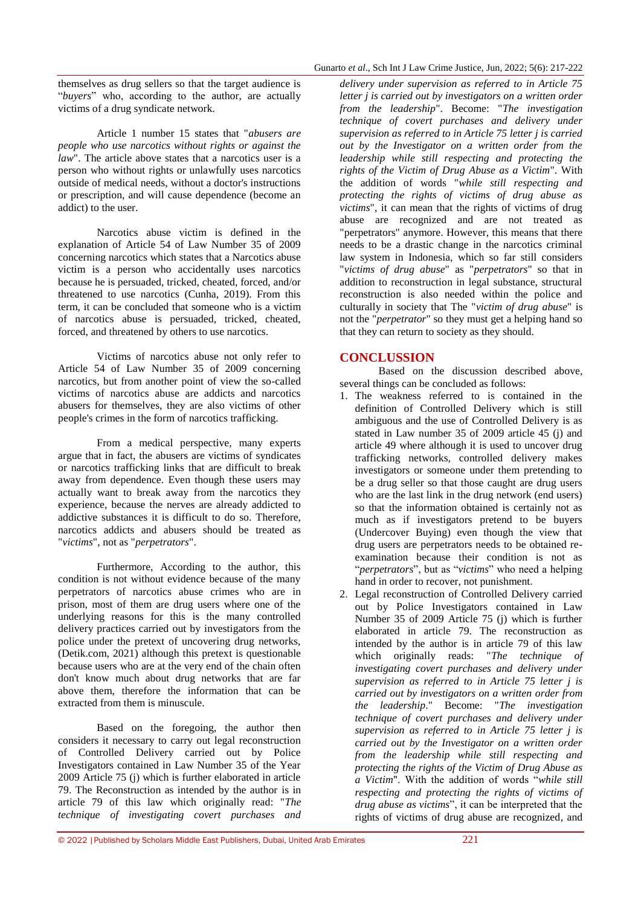themselves as drug sellers so that the target audience is "*buyers*" who, according to the author, are actually victims of a drug syndicate network.

Article 1 number 15 states that "*abusers are people who use narcotics without rights or against the law*". The article above states that a narcotics user is a person who without rights or unlawfully uses narcotics outside of medical needs, without a doctor's instructions or prescription, and will cause dependence (become an addict) to the user.

Narcotics abuse victim is defined in the explanation of Article 54 of Law Number 35 of 2009 concerning narcotics which states that a Narcotics abuse victim is a person who accidentally uses narcotics because he is persuaded, tricked, cheated, forced, and/or threatened to use narcotics (Cunha, 2019). From this term, it can be concluded that someone who is a victim of narcotics abuse is persuaded, tricked, cheated, forced, and threatened by others to use narcotics.

Victims of narcotics abuse not only refer to Article 54 of Law Number 35 of 2009 concerning narcotics, but from another point of view the so-called victims of narcotics abuse are addicts and narcotics abusers for themselves, they are also victims of other people's crimes in the form of narcotics trafficking.

From a medical perspective, many experts argue that in fact, the abusers are victims of syndicates or narcotics trafficking links that are difficult to break away from dependence. Even though these users may actually want to break away from the narcotics they experience, because the nerves are already addicted to addictive substances it is difficult to do so. Therefore, narcotics addicts and abusers should be treated as "*victims*", not as "*perpetrators*".

Furthermore, According to the author, this condition is not without evidence because of the many perpetrators of narcotics abuse crimes who are in prison, most of them are drug users where one of the underlying reasons for this is the many controlled delivery practices carried out by investigators from the police under the pretext of uncovering drug networks, (Detik.com, 2021) although this pretext is questionable because users who are at the very end of the chain often don't know much about drug networks that are far above them, therefore the information that can be extracted from them is minuscule.

Based on the foregoing, the author then considers it necessary to carry out legal reconstruction of Controlled Delivery carried out by Police Investigators contained in Law Number 35 of the Year 2009 Article 75 (j) which is further elaborated in article 79. The Reconstruction as intended by the author is in article 79 of this law which originally read: "*The technique of investigating covert purchases and delivery under supervision as referred to in Article 75 letter j is carried out by investigators on a written order from the leadership*". Become: "*The investigation technique of covert purchases and delivery under supervision as referred to in Article 75 letter j is carried out by the Investigator on a written order from the leadership while still respecting and protecting the rights of the Victim of Drug Abuse as a Victim*". With the addition of words "*while still respecting and protecting the rights of victims of drug abuse as victims*", it can mean that the rights of victims of drug abuse are recognized and are not treated as "perpetrators" anymore. However, this means that there needs to be a drastic change in the narcotics criminal law system in Indonesia, which so far still considers "*victims of drug abuse*" as "*perpetrators*" so that in addition to reconstruction in legal substance, structural reconstruction is also needed within the police and culturally in society that The "*victim of drug abuse*" is not the "*perpetrator*" so they must get a helping hand so that they can return to society as they should.

## CONCLUSSION

Based on the discussion described above, several things can be concluded as follows:

1. The weakness referred to is contained in the definition of Controlled Delivery which is still ambiguous and the use of Controlled Delivery is as stated in Law number 35 of 2009 article 45 (j) and article 49 where although it is used to uncover drug trafficking networks, controlled delivery makes investigators or someone under them pretending to be a drug seller so that those caught are drug users who are the last link in the drug network (end users) so that the information obtained is certainly not as much as if investigators pretend to be buyers (Undercover Buying) even though the view that drug users are perpetrators needs to be obtained re-examination because their condition is not as "*perpetrators*", but as "*victims*" who need a helping hand in order to recover, not punishment.
2. Legal reconstruction of Controlled Delivery carried out by Police Investigators contained in Law Number 35 of 2009 Article 75 (j) which is further elaborated in article 79. The reconstruction as intended by the author is in article 79 of this law which originally reads: "*The technique of investigating covert purchases and delivery under supervision as referred to in Article 75 letter j is carried out by investigators on a written order from the leadership*." Become: "*The investigation technique of covert purchases and delivery under supervision as referred to in Article 75 letter j is carried out by the Investigator on a written order from the leadership while still respecting and protecting the rights of the Victim of Drug Abuse as a Victim*". With the addition of words "*while still respecting and protecting the rights of victims of drug abuse as victims*", it can be interpreted that the rights of victims of drug abuse are recognized, and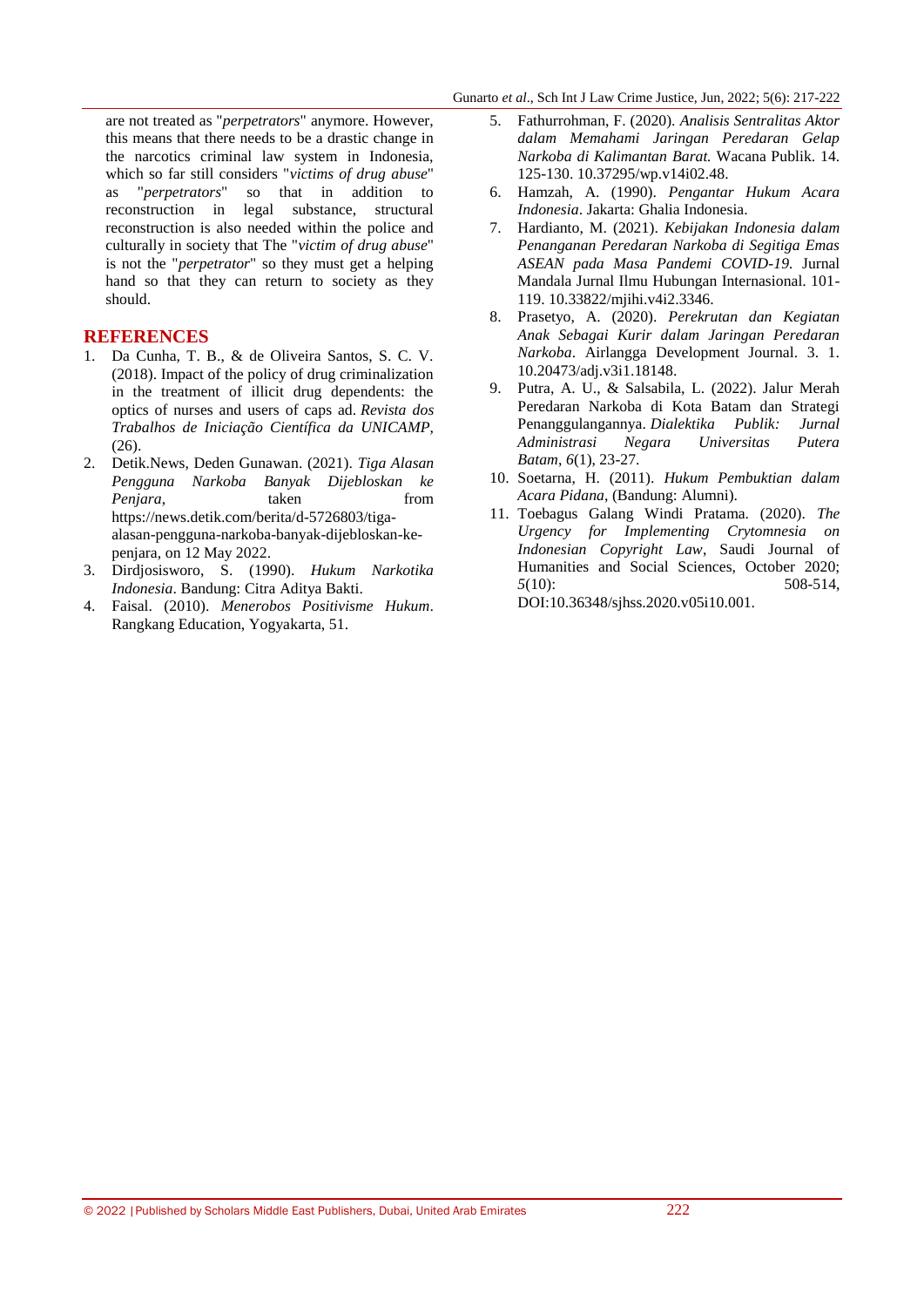are not treated as "*perpetrators*" anymore. However, this means that there needs to be a drastic change in the narcotics criminal law system in Indonesia, which so far still considers "*victims of drug abuse*" as "*perpetrators*" so that in addition to reconstruction in legal substance, structural reconstruction is also needed within the police and culturally in society that The "*victim of drug abuse*" is not the "*perpetrator*" so they must get a helping hand so that they can return to society as they should.

## REFERENCES

1. Da Cunha, T. B., & de Oliveira Santos, S. C. V. (2018). Impact of the policy of drug criminalization in the treatment of illicit drug dependents: the optics of nurses and users of caps ad. *Revista dos Trabalhos de Iniciação Científica da UNICAMP*, (26).
2. Detik.News, Deden Gunawan. (2021). *Tiga Alasan Pengguna Narkoba Banyak Dijebloskan ke Penjara*, taken from https://news.detik.com/berita/d-5726803/tiga-alasan-pengguna-narkoba-banyak-dijebloskan-ke-penjara, on 12 May 2022.
3. Dirdjosisworo, S. (1990). *Hukum Narkotika Indonesia*. Bandung: Citra Aditya Bakti.
4. Faisal. (2010). *Menerobos Positivisme Hukum*. Rangkang Education, Yogyakarta, 51.
5. Fathurrohman, F. (2020). *Analisis Sentralitas Aktor dalam Memahami Jaringan Peredaran Gelap Narkoba di Kalimantan Barat.* Wacana Publik. 14. 125-130. 10.37295/wp.v14i02.48.
6. Hamzah, A. (1990). *Pengantar Hukum Acara Indonesia*. Jakarta: Ghalia Indonesia.
7. Hardianto, M. (2021). *Kebijakan Indonesia dalam Penanganan Peredaran Narkoba di Segitiga Emas ASEAN pada Masa Pandemi COVID-19.* Jurnal Mandala Jurnal Ilmu Hubungan Internasional. 101-119. 10.33822/mjihi.v4i2.3346.
8. Prasetyo, A. (2020). *Perekrutan dan Kegiatan Anak Sebagai Kurir dalam Jaringan Peredaran Narkoba*. Airlangga Development Journal. 3. 1. 10.20473/adj.v3i1.18148.
9. Putra, A. U., & Salsabila, L. (2022). Jalur Merah Peredaran Narkoba di Kota Batam dan Strategi Penanggulangannya. *Dialektika Publik: Jurnal Administrasi Negara Universitas Putera Batam*, *6*(1), 23-27.
10. Soetarna, H. (2011). *Hukum Pembuktian dalam Acara Pidana*, (Bandung: Alumni).
11. Toebagus Galang Windi Pratama. (2020). *The Urgency for Implementing Crytomnesia on Indonesian Copyright Law*, Saudi Journal of Humanities and Social Sciences, October 2020; *5*(10): 508-514, DOI:10.36348/sjhss.2020.v05i10.001.